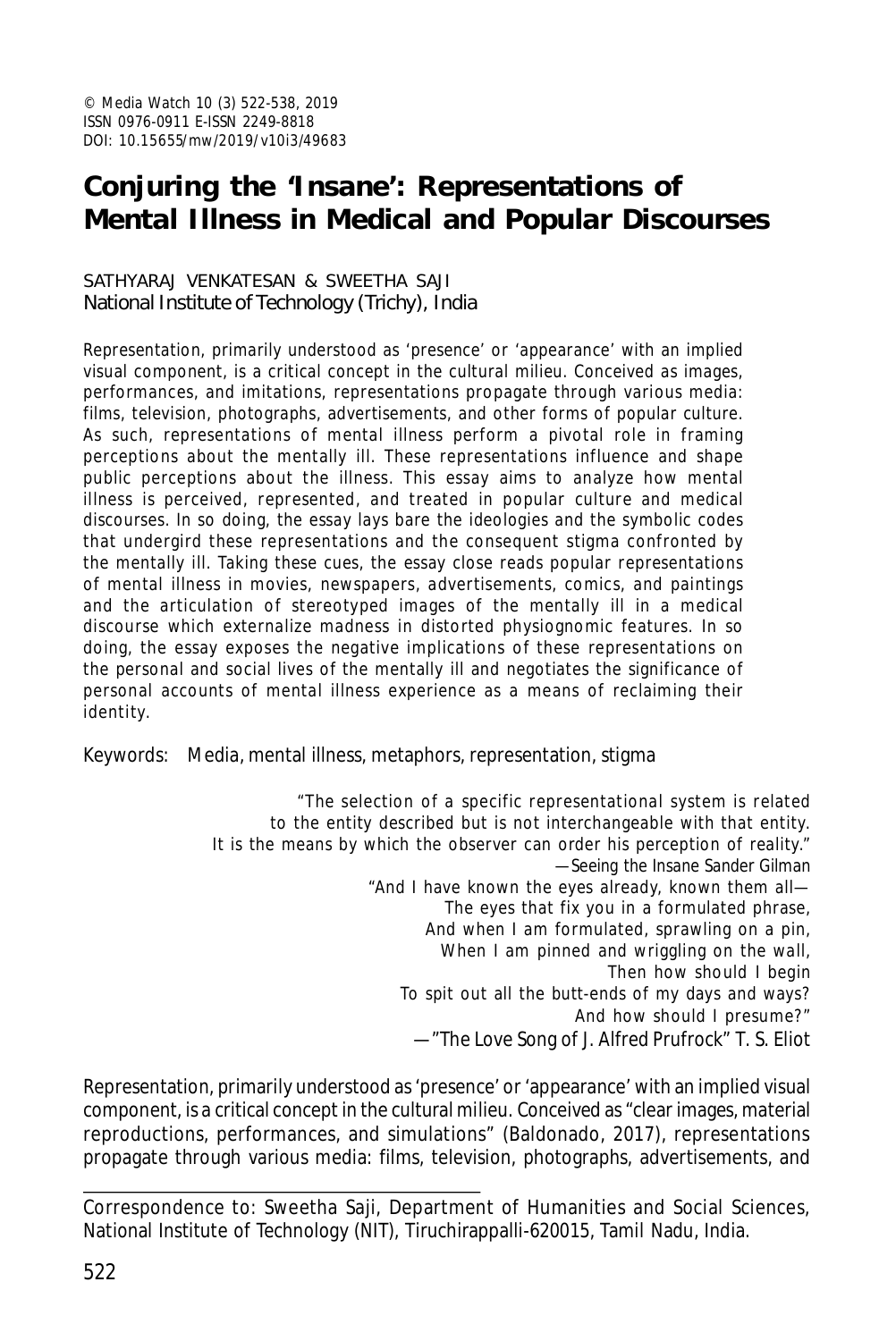© Media Watch 10 (3) 522-538, 2019
ISSN 0976-0911 E-ISSN 2249-8818
DOI: 10.15655/mw/2019/v10i3/49683

# Conjuring the 'Insane': Representations of Mental Illness in Medical and Popular Discourses

SATHYARAJ VENKATESAN & SWEETHA SAJI
National Institute of Technology (Trichy), India

Representation, primarily understood as 'presence' or 'appearance' with an implied visual component, is a critical concept in the cultural milieu. Conceived as images, performances, and imitations, representations propagate through various media: films, television, photographs, advertisements, and other forms of popular culture. As such, representations of mental illness perform a pivotal role in framing perceptions about the mentally ill. These representations influence and shape public perceptions about the illness. This essay aims to analyze how mental illness is perceived, represented, and treated in popular culture and medical discourses. In so doing, the essay lays bare the ideologies and the symbolic codes that undergird these representations and the consequent stigma confronted by the mentally ill. Taking these cues, the essay close reads popular representations of mental illness in movies, newspapers, advertisements, comics, and paintings and the articulation of stereotyped images of the mentally ill in a medical discourse which externalize madness in distorted physiognomic features. In so doing, the essay exposes the negative implications of these representations on the personal and social lives of the mentally ill and negotiates the significance of personal accounts of mental illness experience as a means of reclaiming their identity.

Keywords: Media, mental illness, metaphors, representation, stigma

> "The selection of a specific representational system is related to the entity described but is not interchangeable with that entity. It is the means by which the observer can order his perception of reality."
> —Seeing the Insane Sander Gilman

> "And I have known the eyes already, known them all—
> The eyes that fix you in a formulated phrase,
> And when I am formulated, sprawling on a pin,
> When I am pinned and wriggling on the wall,
> Then how should I begin
> To spit out all the butt-ends of my days and ways?
> And how should I presume?"
> —"The Love Song of J. Alfred Prufrock" T. S. Eliot

Representation, primarily understood as 'presence' or 'appearance' with an implied visual component, is a critical concept in the cultural milieu. Conceived as "clear images, material reproductions, performances, and simulations" (Baldonado, 2017), representations propagate through various media: films, television, photographs, advertisements, and

Correspondence to: Sweetha Saji, Department of Humanities and Social Sciences, National Institute of Technology (NIT), Tiruchirappalli-620015, Tamil Nadu, India.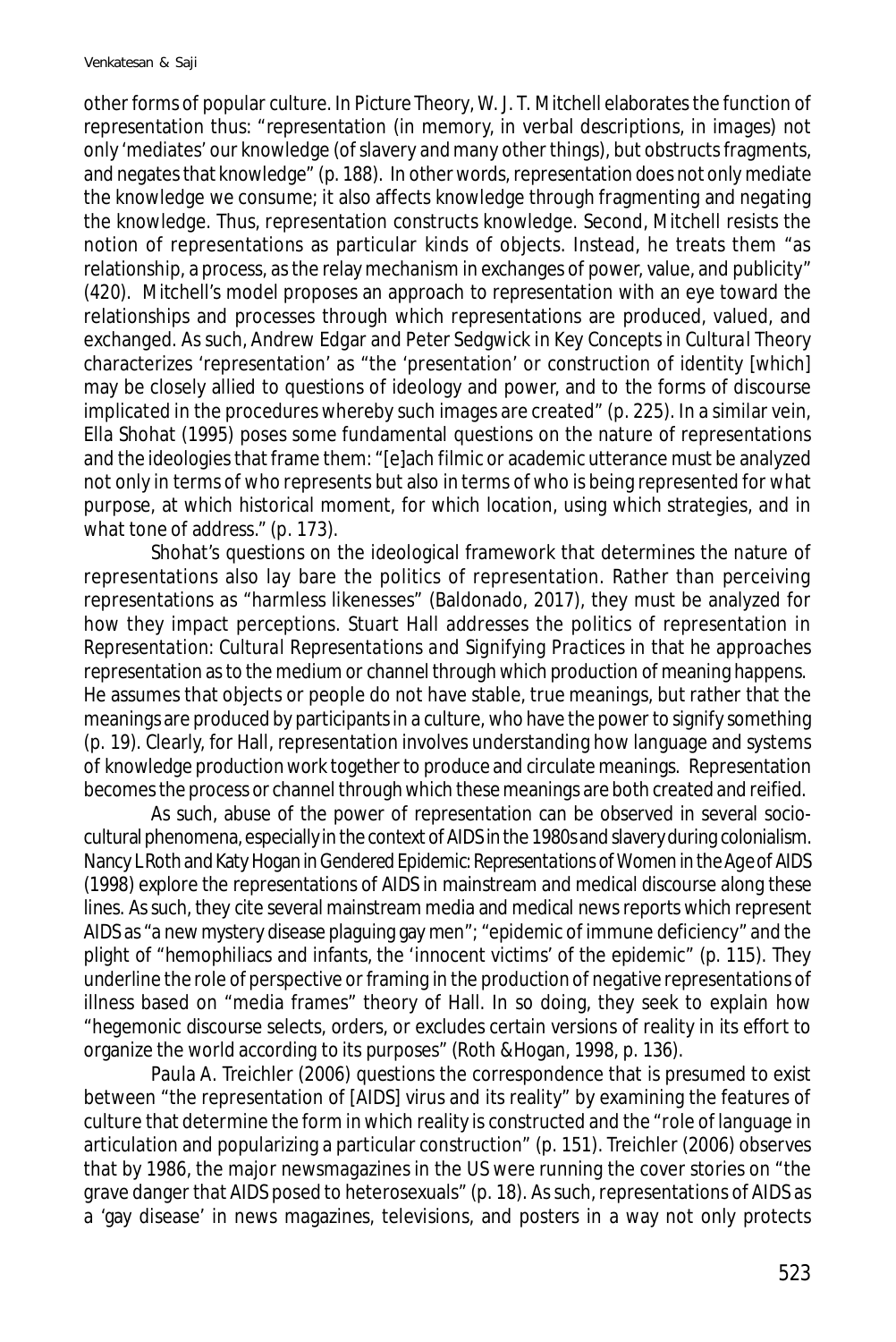other forms of popular culture. In Picture Theory, W. J. T. Mitchell elaborates the function of representation thus: "representation (in memory, in verbal descriptions, in images) not only 'mediates' our knowledge (of slavery and many other things), but obstructs fragments, and negates that knowledge" (p. 188). In other words, representation does not only mediate the knowledge we consume; it also affects knowledge through fragmenting and negating the knowledge. Thus, representation constructs knowledge. Second, Mitchell resists the notion of representations as particular kinds of objects. Instead, he treats them "as relationship, a process, as the relay mechanism in exchanges of power, value, and publicity" (420). Mitchell's model proposes an approach to representation with an eye toward the relationships and processes through which representations are produced, valued, and exchanged. As such, Andrew Edgar and Peter Sedgwick in *Key Concepts in Cultural Theory* characterizes 'representation' as "the 'presentation' or construction of identity [which] may be closely allied to questions of ideology and power, and to the forms of discourse implicated in the procedures whereby such images are created" (p. 225). In a similar vein, Ella Shohat (1995) poses some fundamental questions on the nature of representations and the ideologies that frame them: "[e]ach filmic or academic utterance must be analyzed not only in terms of who represents but also in terms of who is being represented for what purpose, at which historical moment, for which location, using which strategies, and in what tone of address." (p. 173).

Shohat's questions on the ideological framework that determines the nature of representations also lay bare the politics of representation. Rather than perceiving representations as "harmless likenesses" (Baldonado, 2017), they must be analyzed for how they impact perceptions. Stuart Hall addresses the politics of representation in *Representation: Cultural Representations and Signifying Practices* in that he approaches representation as to the medium or channel through which production of meaning happens. He assumes that objects or people do not have stable, true meanings, but rather that the meanings are produced by participants in a culture, who have the power to signify something (p. 19). Clearly, for Hall, representation involves understanding how language and systems of knowledge production work together to produce and circulate meanings. Representation becomes the process or channel through which these meanings are both created and reified.

As such, abuse of the power of representation can be observed in several socio-cultural phenomena, especially in the context of AIDS in the 1980s and slavery during colonialism. Nancy L Roth and Katy Hogan in *Gendered Epidemic: Representations of Women in the Age of AIDS* (1998) explore the representations of AIDS in mainstream and medical discourse along these lines. As such, they cite several mainstream media and medical news reports which represent AIDS as "a new mystery disease plaguing gay men"; "epidemic of immune deficiency" and the plight of "hemophiliacs and infants, the 'innocent victims' of the epidemic" (p. 115). They underline the role of perspective or framing in the production of negative representations of illness based on "media frames" theory of Hall. In so doing, they seek to explain how "hegemonic discourse selects, orders, or excludes certain versions of reality in its effort to organize the world according to its purposes" (Roth &Hogan, 1998, p. 136).

Paula A. Treichler (2006) questions the correspondence that is presumed to exist between "the representation of [AIDS] virus and its reality" by examining the features of culture that determine the form in which reality is constructed and the "role of language in articulation and popularizing a particular construction" (p. 151). Treichler (2006) observes that by 1986, the major newsmagazines in the US were running the cover stories on "the grave danger that AIDS posed to heterosexuals" (p. 18). As such, representations of AIDS as a 'gay disease' in news magazines, televisions, and posters in a way not only protects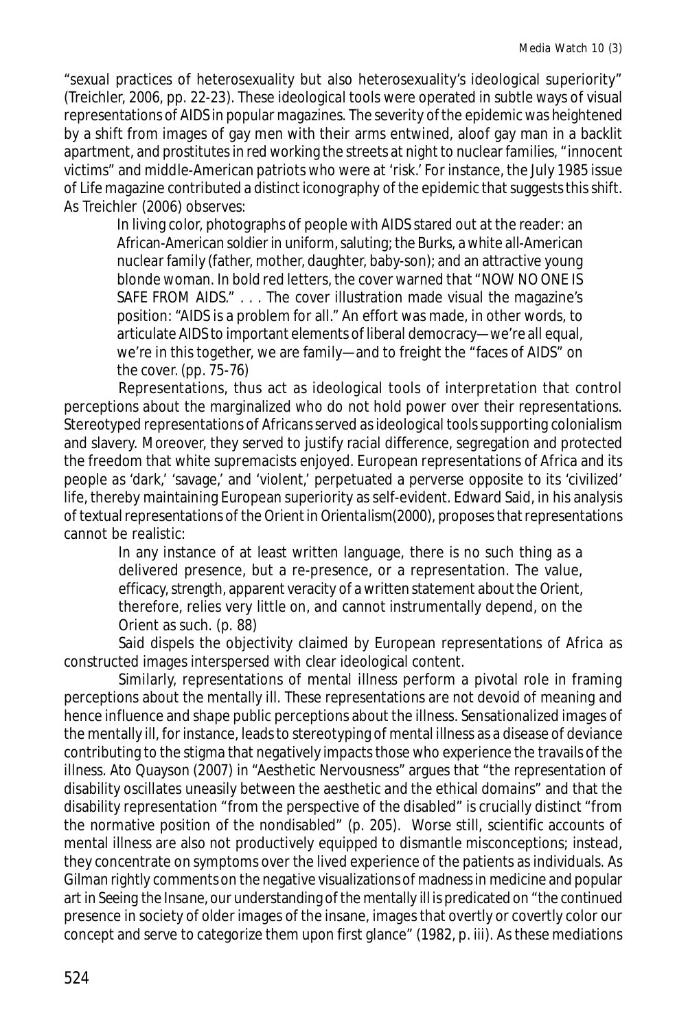"sexual practices of heterosexuality but also heterosexuality's ideological superiority" (Treichler, 2006, pp. 22-23). These ideological tools were operated in subtle ways of visual representations of AIDS in popular magazines. The severity of the epidemic was heightened by a shift from images of gay men with their arms entwined, aloof gay man in a backlit apartment, and prostitutes in red working the streets at night to nuclear families, "innocent victims" and middle-American patriots who were at 'risk.' For instance, the July 1985 issue of Life magazine contributed a distinct iconography of the epidemic that suggests this shift. As Treichler (2006) observes:

> In living color, photographs of people with AIDS stared out at the reader: an African-American soldier in uniform, saluting; the Burks, a white all-American nuclear family (father, mother, daughter, baby-son); and an attractive young blonde woman. In bold red letters, the cover warned that "NOW NO ONE IS SAFE FROM AIDS." . . . The cover illustration made visual the magazine's position: "AIDS is a problem for all." An effort was made, in other words, to articulate AIDS to important elements of liberal democracy—we're all equal, we're in this together, we are family—and to freight the "faces of AIDS" on the cover. (pp. 75-76)

Representations, thus act as ideological tools of interpretation that control perceptions about the marginalized who do not hold power over their representations. Stereotyped representations of Africans served as ideological tools supporting colonialism and slavery. Moreover, they served to justify racial difference, segregation and protected the freedom that white supremacists enjoyed. European representations of Africa and its people as 'dark,' 'savage,' and 'violent,' perpetuated a perverse opposite to its 'civilized' life, thereby maintaining European superiority as self-evident. Edward Said, in his analysis of textual representations of the Orient in *Orientalism*(2000), proposes that representations cannot be realistic:

> In any instance of at least written language, there is no such thing as a delivered presence, but a re-presence, or a representation. The value, efficacy, strength, apparent veracity of a written statement about the Orient, therefore, relies very little on, and cannot instrumentally depend, on the Orient as such. (p. 88)

Said dispels the objectivity claimed by European representations of Africa as constructed images interspersed with clear ideological content.

Similarly, representations of mental illness perform a pivotal role in framing perceptions about the mentally ill. These representations are not devoid of meaning and hence influence and shape public perceptions about the illness. Sensationalized images of the mentally ill, for instance, leads to stereotyping of mental illness as a disease of deviance contributing to the stigma that negatively impacts those who experience the travails of the illness. Ato Quayson (2007) in "Aesthetic Nervousness" argues that "the representation of disability oscillates uneasily between the aesthetic and the ethical domains" and that the disability representation "from the perspective of the disabled" is crucially distinct "from the normative position of the nondisabled" (p. 205). Worse still, scientific accounts of mental illness are also not productively equipped to dismantle misconceptions; instead, they concentrate on symptoms over the lived experience of the patients as individuals. As Gilman rightly comments on the negative visualizations of madness in medicine and popular art in *Seeing the Insane*, our understanding of the mentally ill is predicated on "the continued presence in society of older images of the insane, images that overtly or covertly color our concept and serve to categorize them upon first glance" (1982, p. iii). As these mediations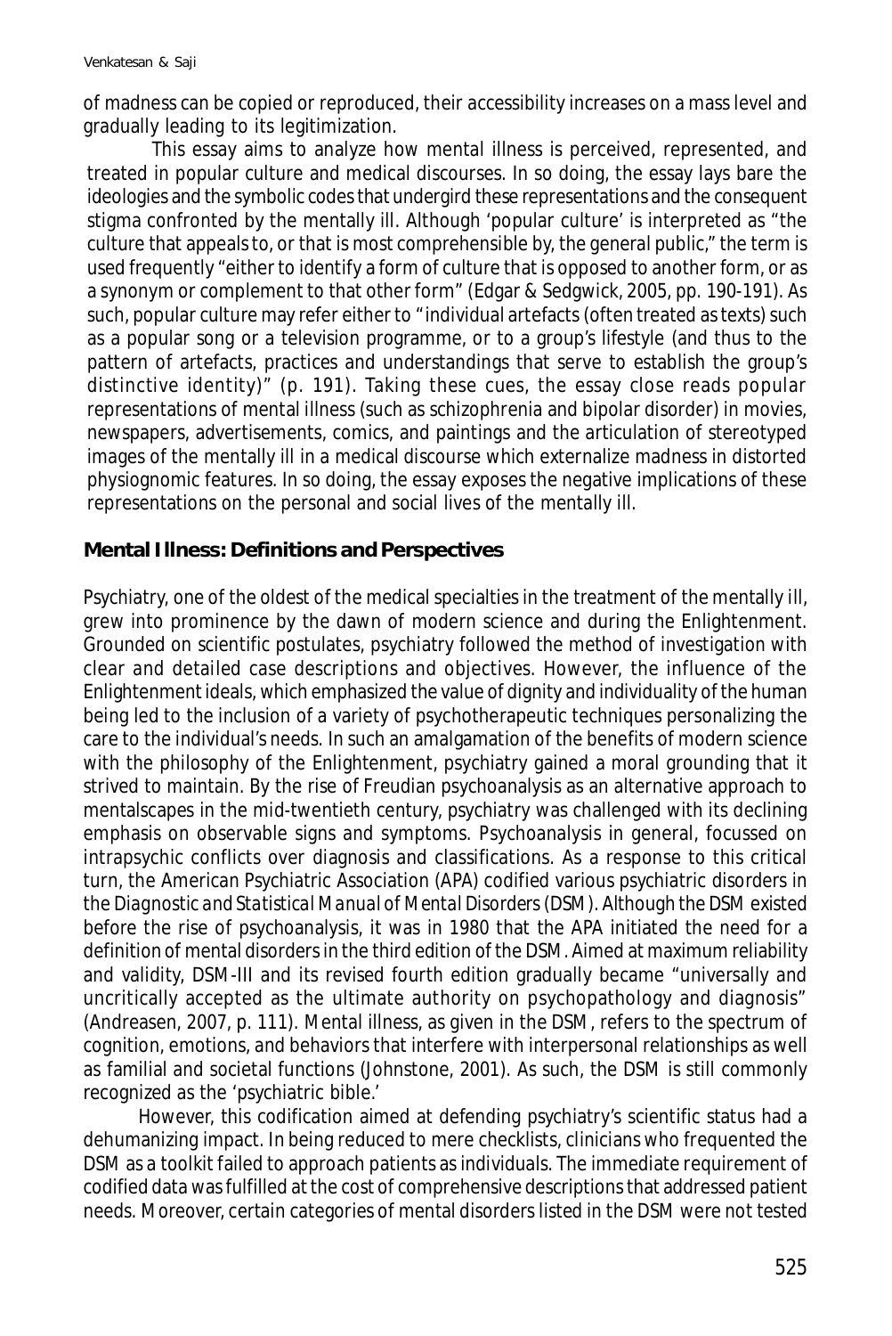of madness can be copied or reproduced, their accessibility increases on a mass level and gradually leading to its legitimization.

This essay aims to analyze how mental illness is perceived, represented, and treated in popular culture and medical discourses. In so doing, the essay lays bare the ideologies and the symbolic codes that undergird these representations and the consequent stigma confronted by the mentally ill. Although 'popular culture' is interpreted as "the culture that appeals to, or that is most comprehensible by, the general public," the term is used frequently "either to identify a form of culture that is opposed to another form, or as a synonym or complement to that other form" (Edgar & Sedgwick, 2005, pp. 190-191). As such, popular culture may refer either to "individual artefacts (often treated as texts) such as a popular song or a television programme, or to a group's lifestyle (and thus to the pattern of artefacts, practices and understandings that serve to establish the group's distinctive identity)" (p. 191). Taking these cues, the essay close reads popular representations of mental illness (such as schizophrenia and bipolar disorder) in movies, newspapers, advertisements, comics, and paintings and the articulation of stereotyped images of the mentally ill in a medical discourse which externalize madness in distorted physiognomic features. In so doing, the essay exposes the negative implications of these representations on the personal and social lives of the mentally ill.

## Mental Illness: Definitions and Perspectives

Psychiatry, one of the oldest of the medical specialties in the treatment of the mentally ill, grew into prominence by the dawn of modern science and during the Enlightenment. Grounded on scientific postulates, psychiatry followed the method of investigation with clear and detailed case descriptions and objectives. However, the influence of the Enlightenment ideals, which emphasized the value of dignity and individuality of the human being led to the inclusion of a variety of psychotherapeutic techniques personalizing the care to the individual's needs. In such an amalgamation of the benefits of modern science with the philosophy of the Enlightenment, psychiatry gained a moral grounding that it strived to maintain. By the rise of Freudian psychoanalysis as an alternative approach to mentalscapes in the mid-twentieth century, psychiatry was challenged with its declining emphasis on observable signs and symptoms. Psychoanalysis in general, focussed on intrapsychic conflicts over diagnosis and classifications. As a response to this critical turn, the American Psychiatric Association (APA) codified various psychiatric disorders in the *Diagnostic and Statistical Manual of Mental Disorders* (DSM). Although the DSM existed before the rise of psychoanalysis, it was in 1980 that the APA initiated the need for a definition of mental disorders in the third edition of the DSM. Aimed at maximum reliability and validity, DSM-III and its revised fourth edition gradually became "universally and uncritically accepted as the ultimate authority on psychopathology and diagnosis" (Andreasen, 2007, p. 111). Mental illness, as given in the DSM, refers to the spectrum of cognition, emotions, and behaviors that interfere with interpersonal relationships as well as familial and societal functions (Johnstone, 2001). As such, the DSM is still commonly recognized as the 'psychiatric bible.'

However, this codification aimed at defending psychiatry's scientific status had a dehumanizing impact. In being reduced to mere checklists, clinicians who frequented the DSM as a toolkit failed to approach patients as individuals. The immediate requirement of codified data was fulfilled at the cost of comprehensive descriptions that addressed patient needs. Moreover, certain categories of mental disorders listed in the DSM were not tested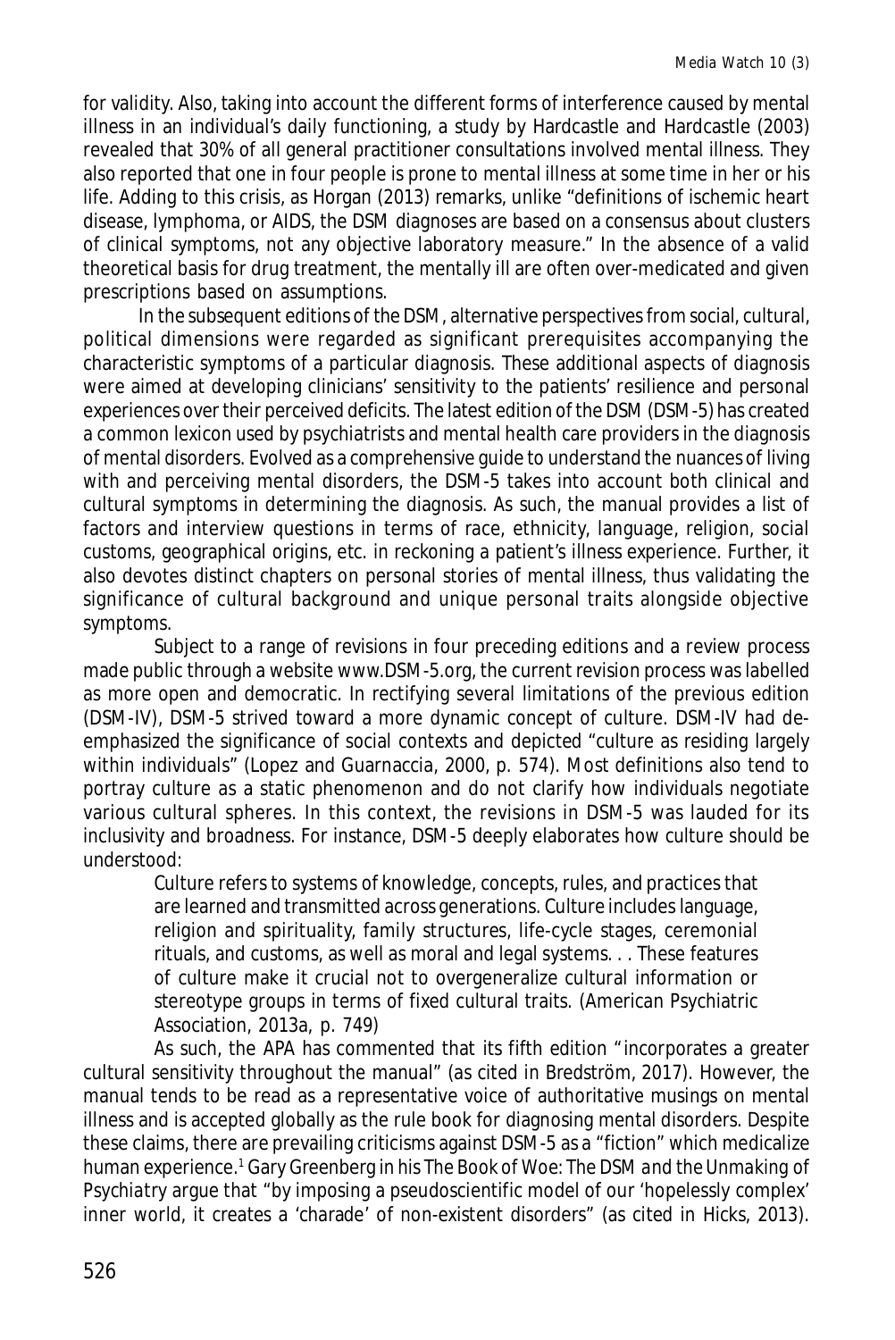for validity. Also, taking into account the different forms of interference caused by mental illness in an individual's daily functioning, a study by Hardcastle and Hardcastle (2003) revealed that 30% of all general practitioner consultations involved mental illness. They also reported that one in four people is prone to mental illness at some time in her or his life. Adding to this crisis, as Horgan (2013) remarks, unlike "definitions of ischemic heart disease, lymphoma, or AIDS, the DSM diagnoses are based on a consensus about clusters of clinical symptoms, not any objective laboratory measure." In the absence of a valid theoretical basis for drug treatment, the mentally ill are often over-medicated and given prescriptions based on assumptions.

In the subsequent editions of the DSM, alternative perspectives from social, cultural, political dimensions were regarded as significant prerequisites accompanying the characteristic symptoms of a particular diagnosis. These additional aspects of diagnosis were aimed at developing clinicians' sensitivity to the patients' resilience and personal experiences over their perceived deficits. The latest edition of the DSM (DSM-5) has created a common lexicon used by psychiatrists and mental health care providers in the diagnosis of mental disorders. Evolved as a comprehensive guide to understand the nuances of living with and perceiving mental disorders, the DSM-5 takes into account both clinical and cultural symptoms in determining the diagnosis. As such, the manual provides a list of factors and interview questions in terms of race, ethnicity, language, religion, social customs, geographical origins, etc. in reckoning a patient's illness experience. Further, it also devotes distinct chapters on personal stories of mental illness, thus validating the significance of cultural background and unique personal traits alongside objective symptoms.

Subject to a range of revisions in four preceding editions and a review process made public through a website www.DSM-5.org, the current revision process was labelled as more open and democratic. In rectifying several limitations of the previous edition (DSM-IV), DSM-5 strived toward a more dynamic concept of culture. DSM-IV had de-emphasized the significance of social contexts and depicted "culture as residing largely within individuals" (Lopez and Guarnaccia, 2000, p. 574). Most definitions also tend to portray culture as a static phenomenon and do not clarify how individuals negotiate various cultural spheres. In this context, the revisions in DSM-5 was lauded for its inclusivity and broadness. For instance, DSM-5 deeply elaborates how culture should be understood:

> Culture refers to systems of knowledge, concepts, rules, and practices that are learned and transmitted across generations. Culture includes language, religion and spirituality, family structures, life-cycle stages, ceremonial rituals, and customs, as well as moral and legal systems. . . These features of culture make it crucial not to overgeneralize cultural information or stereotype groups in terms of fixed cultural traits. (American Psychiatric Association, 2013a, p. 749)

As such, the APA has commented that its fifth edition "incorporates a greater cultural sensitivity throughout the manual" (as cited in Bredström, 2017). However, the manual tends to be read as a representative voice of authoritative musings on mental illness and is accepted globally as the rule book for diagnosing mental disorders. Despite these claims, there are prevailing criticisms against DSM-5 as a "fiction" which medicalize human experience.[1] Gary Greenberg in his *The Book of Woe: The DSM and the Unmaking of Psychiatry* argue that "by imposing a pseudoscientific model of our 'hopelessly complex' inner world, it creates a 'charade' of non-existent disorders" (as cited in Hicks, 2013).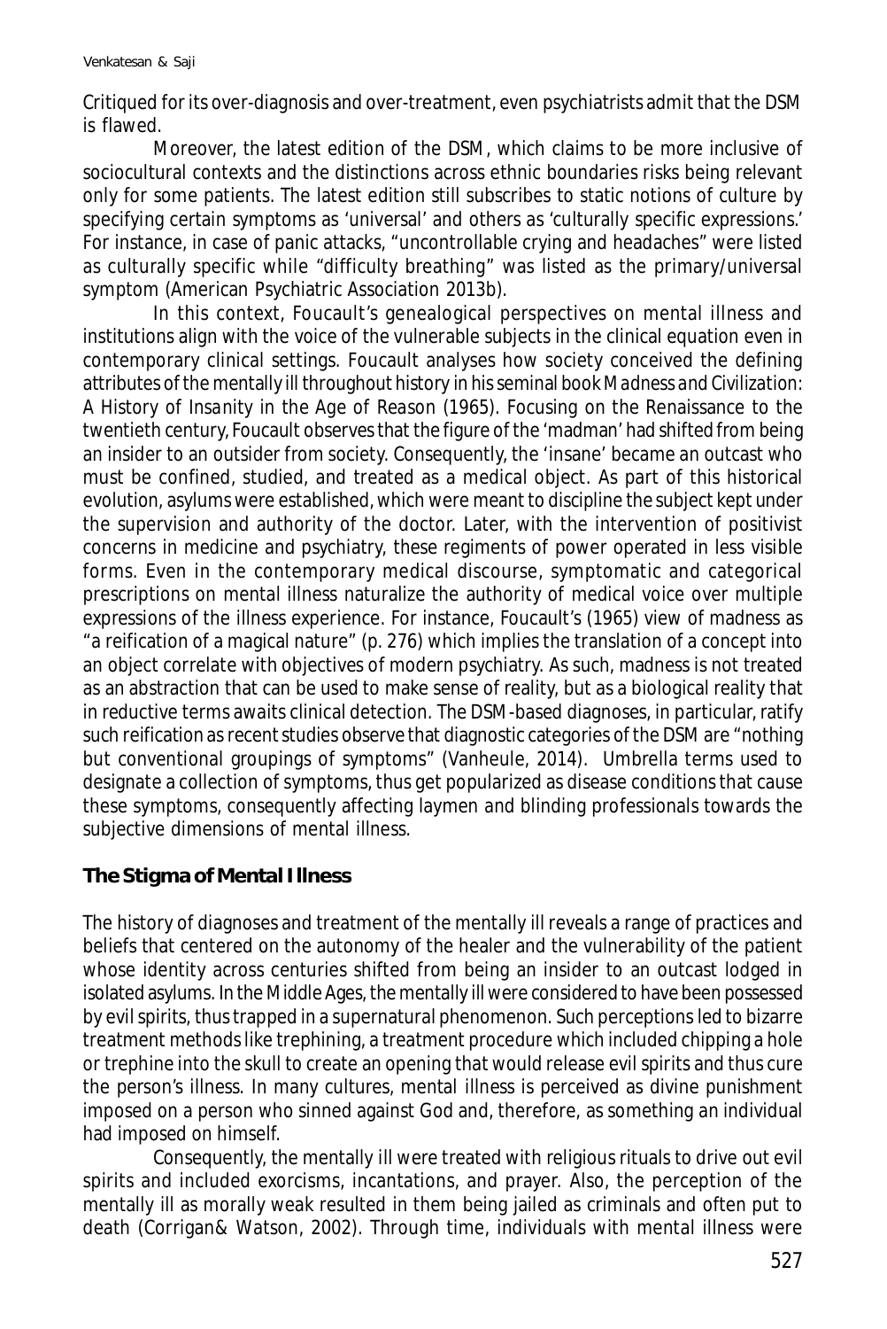Critiqued for its over-diagnosis and over-treatment, even psychiatrists admit that the DSM is flawed.

Moreover, the latest edition of the DSM, which claims to be more inclusive of sociocultural contexts and the distinctions across ethnic boundaries risks being relevant only for some patients. The latest edition still subscribes to static notions of culture by specifying certain symptoms as 'universal' and others as 'culturally specific expressions.' For instance, in case of panic attacks, "uncontrollable crying and headaches" were listed as culturally specific while "difficulty breathing" was listed as the primary/universal symptom (American Psychiatric Association 2013b).

In this context, Foucault's genealogical perspectives on mental illness and institutions align with the voice of the vulnerable subjects in the clinical equation even in contemporary clinical settings. Foucault analyses how society conceived the defining attributes of the mentally ill throughout history in his seminal book *Madness and Civilization: A History of Insanity in the Age of Reason* (1965). Focusing on the Renaissance to the twentieth century, Foucault observes that the figure of the 'madman' had shifted from being an insider to an outsider from society. Consequently, the 'insane' became an outcast who must be confined, studied, and treated as a medical object. As part of this historical evolution, asylums were established, which were meant to discipline the subject kept under the supervision and authority of the doctor. Later, with the intervention of positivist concerns in medicine and psychiatry, these regiments of power operated in less visible forms. Even in the contemporary medical discourse, symptomatic and categorical prescriptions on mental illness naturalize the authority of medical voice over multiple expressions of the illness experience. For instance, Foucault's (1965) view of madness as "a reification of a magical nature" (p. 276) which implies the translation of a concept into an object correlate with objectives of modern psychiatry. As such, madness is not treated as an abstraction that can be used to make sense of reality, but as a biological reality that in reductive terms awaits clinical detection. The DSM-based diagnoses, in particular, ratify such reification as recent studies observe that diagnostic categories of the DSM are "nothing but conventional groupings of symptoms" (Vanheule, 2014). Umbrella terms used to designate a collection of symptoms, thus get popularized as disease conditions that cause these symptoms, consequently affecting laymen and blinding professionals towards the subjective dimensions of mental illness.

## The Stigma of Mental Illness

The history of diagnoses and treatment of the mentally ill reveals a range of practices and beliefs that centered on the autonomy of the healer and the vulnerability of the patient whose identity across centuries shifted from being an insider to an outcast lodged in isolated asylums. In the Middle Ages, the mentally ill were considered to have been possessed by evil spirits, thus trapped in a supernatural phenomenon. Such perceptions led to bizarre treatment methods like trephining, a treatment procedure which included chipping a hole or trephine into the skull to create an opening that would release evil spirits and thus cure the person's illness. In many cultures, mental illness is perceived as divine punishment imposed on a person who sinned against God and, therefore, as something an individual had imposed on himself.

Consequently, the mentally ill were treated with religious rituals to drive out evil spirits and included exorcisms, incantations, and prayer. Also, the perception of the mentally ill as morally weak resulted in them being jailed as criminals and often put to death (Corrigan& Watson, 2002). Through time, individuals with mental illness were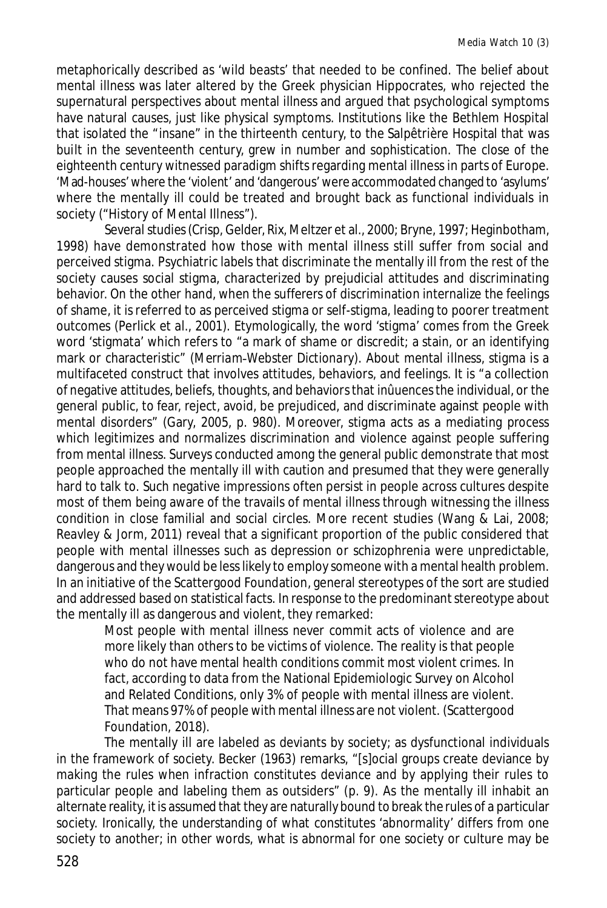metaphorically described as 'wild beasts' that needed to be confined. The belief about mental illness was later altered by the Greek physician Hippocrates, who rejected the supernatural perspectives about mental illness and argued that psychological symptoms have natural causes, just like physical symptoms. Institutions like the Bethlem Hospital that isolated the "insane" in the thirteenth century, to the Salpêtrière Hospital that was built in the seventeenth century, grew in number and sophistication. The close of the eighteenth century witnessed paradigm shifts regarding mental illness in parts of Europe. 'Mad-houses' where the 'violent' and 'dangerous' were accommodated changed to 'asylums' where the mentally ill could be treated and brought back as functional individuals in society ("History of Mental Illness").

Several studies (Crisp, Gelder, Rix, Meltzer et al., 2000; Bryne, 1997; Heginbotham, 1998) have demonstrated how those with mental illness still suffer from social and perceived stigma. Psychiatric labels that discriminate the mentally ill from the rest of the society causes social stigma, characterized by prejudicial attitudes and discriminating behavior. On the other hand, when the sufferers of discrimination internalize the feelings of shame, it is referred to as perceived stigma or self-stigma, leading to poorer treatment outcomes (Perlick et al., 2001). Etymologically, the word 'stigma' comes from the Greek word 'stigmata' which refers to "a mark of shame or discredit; a stain, or an identifying mark or characteristic" (*Merriam-Webster Dictionary*). About mental illness, stigma is a multifaceted construct that involves attitudes, behaviors, and feelings. It is "a collection of negative attitudes, beliefs, thoughts, and behaviors that inûuences the individual, or the general public, to fear, reject, avoid, be prejudiced, and discriminate against people with mental disorders" (Gary, 2005, p. 980). Moreover, stigma acts as a mediating process which legitimizes and normalizes discrimination and violence against people suffering from mental illness. Surveys conducted among the general public demonstrate that most people approached the mentally ill with caution and presumed that they were generally hard to talk to. Such negative impressions often persist in people across cultures despite most of them being aware of the travails of mental illness through witnessing the illness condition in close familial and social circles. More recent studies (Wang & Lai, 2008; Reavley & Jorm, 2011) reveal that a significant proportion of the public considered that people with mental illnesses such as depression or schizophrenia were unpredictable, dangerous and they would be less likely to employ someone with a mental health problem. In an initiative of the Scattergood Foundation, general stereotypes of the sort are studied and addressed based on statistical facts. In response to the predominant stereotype about the mentally ill as dangerous and violent, they remarked:

> Most people with mental illness never commit acts of violence and are more likely than others to be victims of violence. The reality is that people who do not have mental health conditions commit most violent crimes. In fact, according to data from the National Epidemiologic Survey on Alcohol and Related Conditions, only 3% of people with mental illness are violent. That means 97% of people with mental illness are not violent. (Scattergood Foundation, 2018).

The mentally ill are labeled as deviants by society; as dysfunctional individuals in the framework of society. Becker (1963) remarks, "[s]ocial groups create deviance by making the rules when infraction constitutes deviance and by applying their rules to particular people and labeling them as outsiders" (p. 9). As the mentally ill inhabit an alternate reality, it is assumed that they are naturally bound to break the rules of a particular society. Ironically, the understanding of what constitutes 'abnormality' differs from one society to another; in other words, what is abnormal for one society or culture may be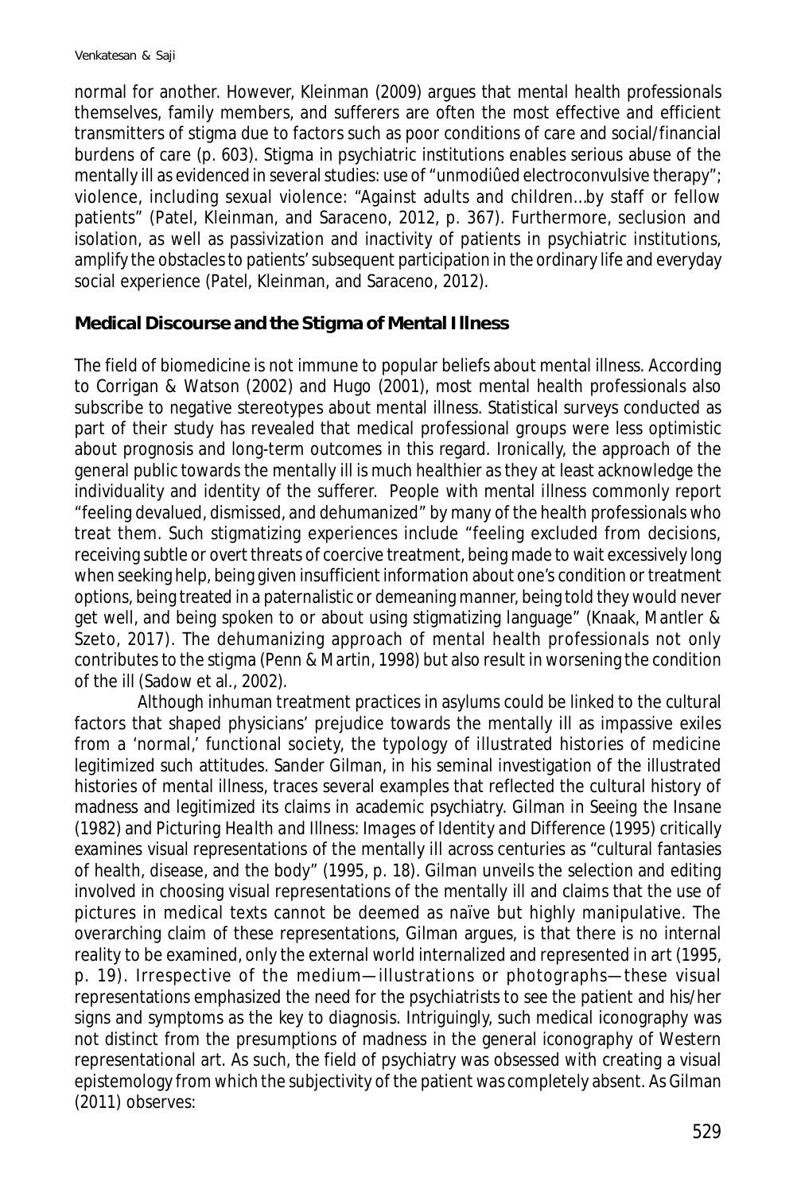normal for another. However, Kleinman (2009) argues that mental health professionals themselves, family members, and sufferers are often the most effective and efficient transmitters of stigma due to factors such as poor conditions of care and social/financial burdens of care (p. 603). Stigma in psychiatric institutions enables serious abuse of the mentally ill as evidenced in several studies: use of "unmodiûed electroconvulsive therapy"; violence, including sexual violence: "Against adults and children…by staff or fellow patients" (Patel, Kleinman, and Saraceno, 2012, p. 367). Furthermore, seclusion and isolation, as well as passivization and inactivity of patients in psychiatric institutions, amplify the obstacles to patients' subsequent participation in the ordinary life and everyday social experience (Patel, Kleinman, and Saraceno, 2012).

**Medical Discourse and the Stigma of Mental Illness**

The field of biomedicine is not immune to popular beliefs about mental illness. According to Corrigan & Watson (2002) and Hugo (2001), most mental health professionals also subscribe to negative stereotypes about mental illness. Statistical surveys conducted as part of their study has revealed that medical professional groups were less optimistic about prognosis and long-term outcomes in this regard. Ironically, the approach of the general public towards the mentally ill is much healthier as they at least acknowledge the individuality and identity of the sufferer. People with mental illness commonly report "feeling devalued, dismissed, and dehumanized" by many of the health professionals who treat them. Such stigmatizing experiences include "feeling excluded from decisions, receiving subtle or overt threats of coercive treatment, being made to wait excessively long when seeking help, being given insufficient information about one's condition or treatment options, being treated in a paternalistic or demeaning manner, being told they would never get well, and being spoken to or about using stigmatizing language" (Knaak, Mantler & Szeto, 2017). The dehumanizing approach of mental health professionals not only contributes to the stigma (Penn & Martin, 1998) but also result in worsening the condition of the ill (Sadow et al., 2002).

Although inhuman treatment practices in asylums could be linked to the cultural factors that shaped physicians' prejudice towards the mentally ill as impassive exiles from a 'normal,' functional society, the typology of illustrated histories of medicine legitimized such attitudes. Sander Gilman, in his seminal investigation of the illustrated histories of mental illness, traces several examples that reflected the cultural history of madness and legitimized its claims in academic psychiatry. Gilman in *Seeing the Insane* (1982) and *Picturing Health and Illness: Images of Identity and Difference* (1995) critically examines visual representations of the mentally ill across centuries as "cultural fantasies of health, disease, and the body" (1995, p. 18). Gilman unveils the selection and editing involved in choosing visual representations of the mentally ill and claims that the use of pictures in medical texts cannot be deemed as naïve but highly manipulative. The overarching claim of these representations, Gilman argues, is that there is no internal reality to be examined, only the external world internalized and represented in art (1995, p. 19). Irrespective of the medium—illustrations or photographs—these visual representations emphasized the need for the psychiatrists to see the patient and his/her signs and symptoms as the key to diagnosis. Intriguingly, such medical iconography was not distinct from the presumptions of madness in the general iconography of Western representational art. As such, the field of psychiatry was obsessed with creating a visual epistemology from which the subjectivity of the patient was completely absent. As Gilman (2011) observes: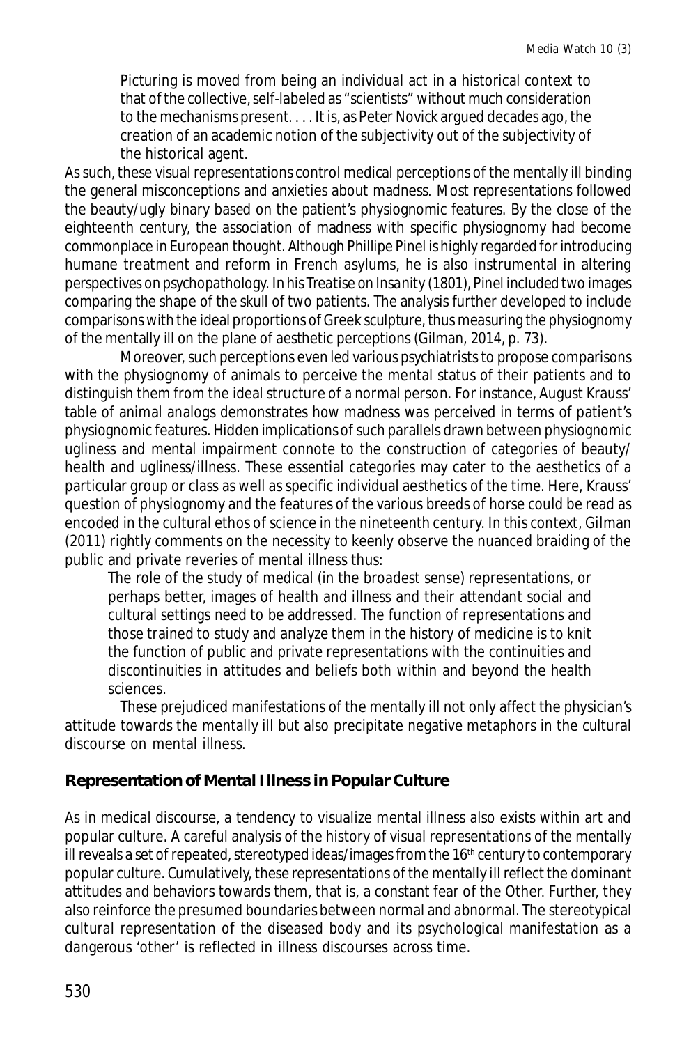> Picturing is moved from being an individual act in a historical context to that of the collective, self-labeled as "scientists" without much consideration to the mechanisms present. . . . It is, as Peter Novick argued decades ago, the creation of an academic notion of the subjectivity out of the subjectivity of the historical agent.

As such, these visual representations control medical perceptions of the mentally ill binding the general misconceptions and anxieties about madness. Most representations followed the beauty/ugly binary based on the patient's physiognomic features. By the close of the eighteenth century, the association of madness with specific physiognomy had become commonplace in European thought. Although Phillipe Pinel is highly regarded for introducing humane treatment and reform in French asylums, he is also instrumental in altering perspectives on psychopathology. In his *Treatise on Insanity* (1801), Pinel included two images comparing the shape of the skull of two patients. The analysis further developed to include comparisons with the ideal proportions of Greek sculpture, thus measuring the physiognomy of the mentally ill on the plane of aesthetic perceptions (Gilman, 2014, p. 73).

Moreover, such perceptions even led various psychiatrists to propose comparisons with the physiognomy of animals to perceive the mental status of their patients and to distinguish them from the ideal structure of a normal person. For instance, August Krauss' table of animal analogs demonstrates how madness was perceived in terms of patient's physiognomic features. Hidden implications of such parallels drawn between physiognomic ugliness and mental impairment connote to the construction of categories of beauty/health and ugliness/illness. These essential categories may cater to the aesthetics of a particular group or class as well as specific individual aesthetics of the time. Here, Krauss' question of physiognomy and the features of the various breeds of horse could be read as encoded in the cultural ethos of science in the nineteenth century. In this context, Gilman (2011) rightly comments on the necessity to keenly observe the nuanced braiding of the public and private reveries of mental illness thus:

> The role of the study of medical (in the broadest sense) representations, or perhaps better, images of health and illness and their attendant social and cultural settings need to be addressed. The function of representations and those trained to study and analyze them in the history of medicine is to knit the function of public and private representations with the continuities and discontinuities in attitudes and beliefs both within and beyond the health sciences.

These prejudiced manifestations of the mentally ill not only affect the physician's attitude towards the mentally ill but also precipitate negative metaphors in the cultural discourse on mental illness.

## Representation of Mental Illness in Popular Culture

As in medical discourse, a tendency to visualize mental illness also exists within art and popular culture. A careful analysis of the history of visual representations of the mentally ill reveals a set of repeated, stereotyped ideas/images from the 16th century to contemporary popular culture. Cumulatively, these representations of the mentally ill reflect the dominant attitudes and behaviors towards them, that is, a constant fear of the Other. Further, they also reinforce the presumed boundaries between normal and abnormal. The stereotypical cultural representation of the diseased body and its psychological manifestation as a dangerous 'other' is reflected in illness discourses across time.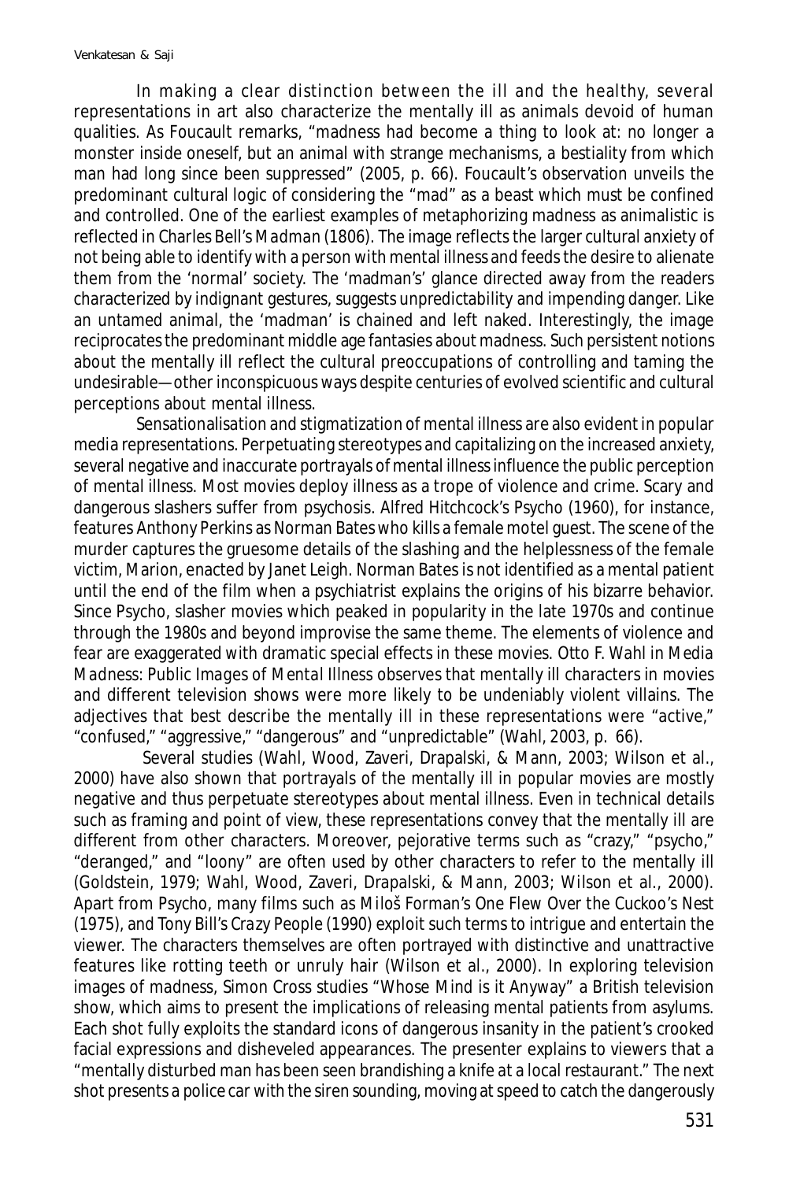In making a clear distinction between the ill and the healthy, several representations in art also characterize the mentally ill as animals devoid of human qualities. As Foucault remarks, "madness had become a thing to look at: no longer a monster inside oneself, but an animal with strange mechanisms, a bestiality from which man had long since been suppressed" (2005, p. 66). Foucault's observation unveils the predominant cultural logic of considering the "mad" as a beast which must be confined and controlled. One of the earliest examples of metaphorizing madness as animalistic is reflected in Charles Bell's *Madman* (1806). The image reflects the larger cultural anxiety of not being able to identify with a person with mental illness and feeds the desire to alienate them from the 'normal' society. The 'madman's' glance directed away from the readers characterized by indignant gestures, suggests unpredictability and impending danger. Like an untamed animal, the 'madman' is chained and left naked. Interestingly, the image reciprocates the predominant middle age fantasies about madness. Such persistent notions about the mentally ill reflect the cultural preoccupations of controlling and taming the undesirable—other inconspicuous ways despite centuries of evolved scientific and cultural perceptions about mental illness.

Sensationalisation and stigmatization of mental illness are also evident in popular media representations. Perpetuating stereotypes and capitalizing on the increased anxiety, several negative and inaccurate portrayals of mental illness influence the public perception of mental illness. Most movies deploy illness as a trope of violence and crime. Scary and dangerous slashers suffer from psychosis. Alfred Hitchcock's Psycho (1960), for instance, features Anthony Perkins as Norman Bates who kills a female motel guest. The scene of the murder captures the gruesome details of the slashing and the helplessness of the female victim, Marion, enacted by Janet Leigh. Norman Bates is not identified as a mental patient until the end of the film when a psychiatrist explains the origins of his bizarre behavior. Since Psycho, slasher movies which peaked in popularity in the late 1970s and continue through the 1980s and beyond improvise the same theme. The elements of violence and fear are exaggerated with dramatic special effects in these movies. Otto F. Wahl in *Media Madness: Public Images of Mental Illness* observes that mentally ill characters in movies and different television shows were more likely to be undeniably violent villains. The adjectives that best describe the mentally ill in these representations were "active," "confused," "aggressive," "dangerous" and "unpredictable" (Wahl, 2003, p. 66).

Several studies (Wahl, Wood, Zaveri, Drapalski, & Mann, 2003; Wilson et al., 2000) have also shown that portrayals of the mentally ill in popular movies are mostly negative and thus perpetuate stereotypes about mental illness. Even in technical details such as framing and point of view, these representations convey that the mentally ill are different from other characters. Moreover, pejorative terms such as "crazy," "psycho," "deranged," and "loony" are often used by other characters to refer to the mentally ill (Goldstein, 1979; Wahl, Wood, Zaveri, Drapalski, & Mann, 2003; Wilson et al., 2000). Apart from Psycho, many films such as *Miloš Forman's One Flew Over the Cuckoo's Nest* (1975), and Tony Bill's *Crazy People* (1990) exploit such terms to intrigue and entertain the viewer. The characters themselves are often portrayed with distinctive and unattractive features like rotting teeth or unruly hair (Wilson et al., 2000). In exploring television images of madness, Simon Cross studies "Whose Mind is it Anyway" a British television show, which aims to present the implications of releasing mental patients from asylums. Each shot fully exploits the standard icons of dangerous insanity in the patient's crooked facial expressions and disheveled appearances. The presenter explains to viewers that a "mentally disturbed man has been seen brandishing a knife at a local restaurant." The next shot presents a police car with the siren sounding, moving at speed to catch the dangerously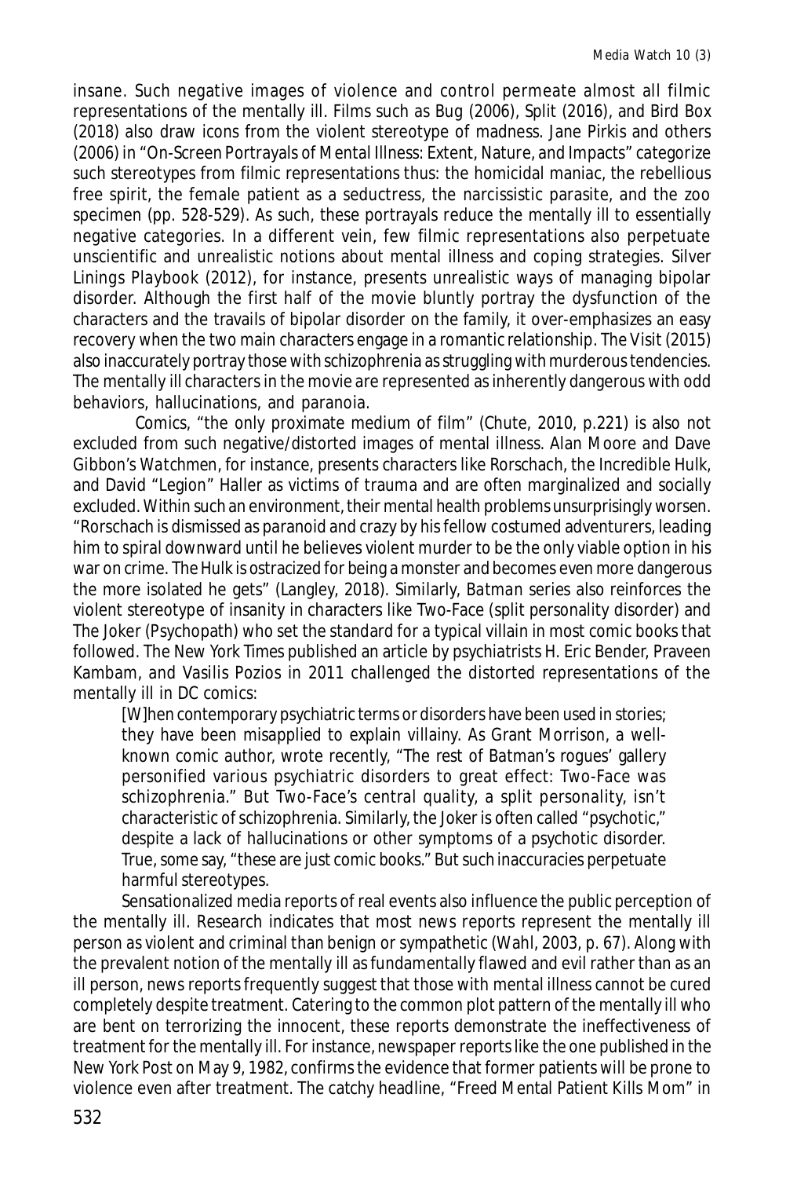insane. Such negative images of violence and control permeate almost all filmic representations of the mentally ill. Films such as *Bug* (2006), *Split* (2016), and *Bird Box* (2018) also draw icons from the violent stereotype of madness. Jane Pirkis and others (2006) in "On-Screen Portrayals of Mental Illness: Extent, Nature, and Impacts" categorize such stereotypes from filmic representations thus: the homicidal maniac, the rebellious free spirit, the female patient as a seductress, the narcissistic parasite, and the zoo specimen (pp. 528-529). As such, these portrayals reduce the mentally ill to essentially negative categories. In a different vein, few filmic representations also perpetuate unscientific and unrealistic notions about mental illness and coping strategies. *Silver Linings Playbook* (2012), for instance, presents unrealistic ways of managing bipolar disorder. Although the first half of the movie bluntly portray the dysfunction of the characters and the travails of bipolar disorder on the family, it over-emphasizes an easy recovery when the two main characters engage in a romantic relationship. *The Visit* (2015) also inaccurately portray those with schizophrenia as struggling with murderous tendencies. The mentally ill characters in the movie are represented as inherently dangerous with odd behaviors, hallucinations, and paranoia.

Comics, "the only proximate medium of film" (Chute, 2010, p.221) is also not excluded from such negative/distorted images of mental illness. Alan Moore and Dave Gibbon's *Watchmen*, for instance, presents characters like Rorschach, the Incredible Hulk, and David "Legion" Haller as victims of trauma and are often marginalized and socially excluded. Within such an environment, their mental health problems unsurprisingly worsen. "Rorschach is dismissed as paranoid and crazy by his fellow costumed adventurers, leading him to spiral downward until he believes violent murder to be the only viable option in his war on crime. The Hulk is ostracized for being a monster and becomes even more dangerous the more isolated he gets" (Langley, 2018). Similarly, *Batman* series also reinforces the violent stereotype of insanity in characters like Two-Face (split personality disorder) and The Joker (Psychopath) who set the standard for a typical villain in most comic books that followed. The New York Times published an article by psychiatrists H. Eric Bender, Praveen Kambam, and Vasilis Pozios in 2011 challenged the distorted representations of the mentally ill in DC comics:

> [W]hen contemporary psychiatric terms or disorders have been used in stories; they have been misapplied to explain villainy. As Grant Morrison, a well-known comic author, wrote recently, "The rest of Batman's rogues' gallery personified various psychiatric disorders to great effect: Two-Face was schizophrenia." But Two-Face's central quality, a split personality, isn't characteristic of schizophrenia. Similarly, the Joker is often called "psychotic," despite a lack of hallucinations or other symptoms of a psychotic disorder. True, some say, "these are just comic books." But such inaccuracies perpetuate harmful stereotypes.

Sensationalized media reports of real events also influence the public perception of the mentally ill. Research indicates that most news reports represent the mentally ill person as violent and criminal than benign or sympathetic (Wahl, 2003, p. 67). Along with the prevalent notion of the mentally ill as fundamentally flawed and evil rather than as an ill person, news reports frequently suggest that those with mental illness cannot be cured completely despite treatment. Catering to the common plot pattern of the mentally ill who are bent on terrorizing the innocent, these reports demonstrate the ineffectiveness of treatment for the mentally ill. For instance, newspaper reports like the one published in the *New York Post* on May 9, 1982, confirms the evidence that former patients will be prone to violence even after treatment. The catchy headline, "Freed Mental Patient Kills Mom" in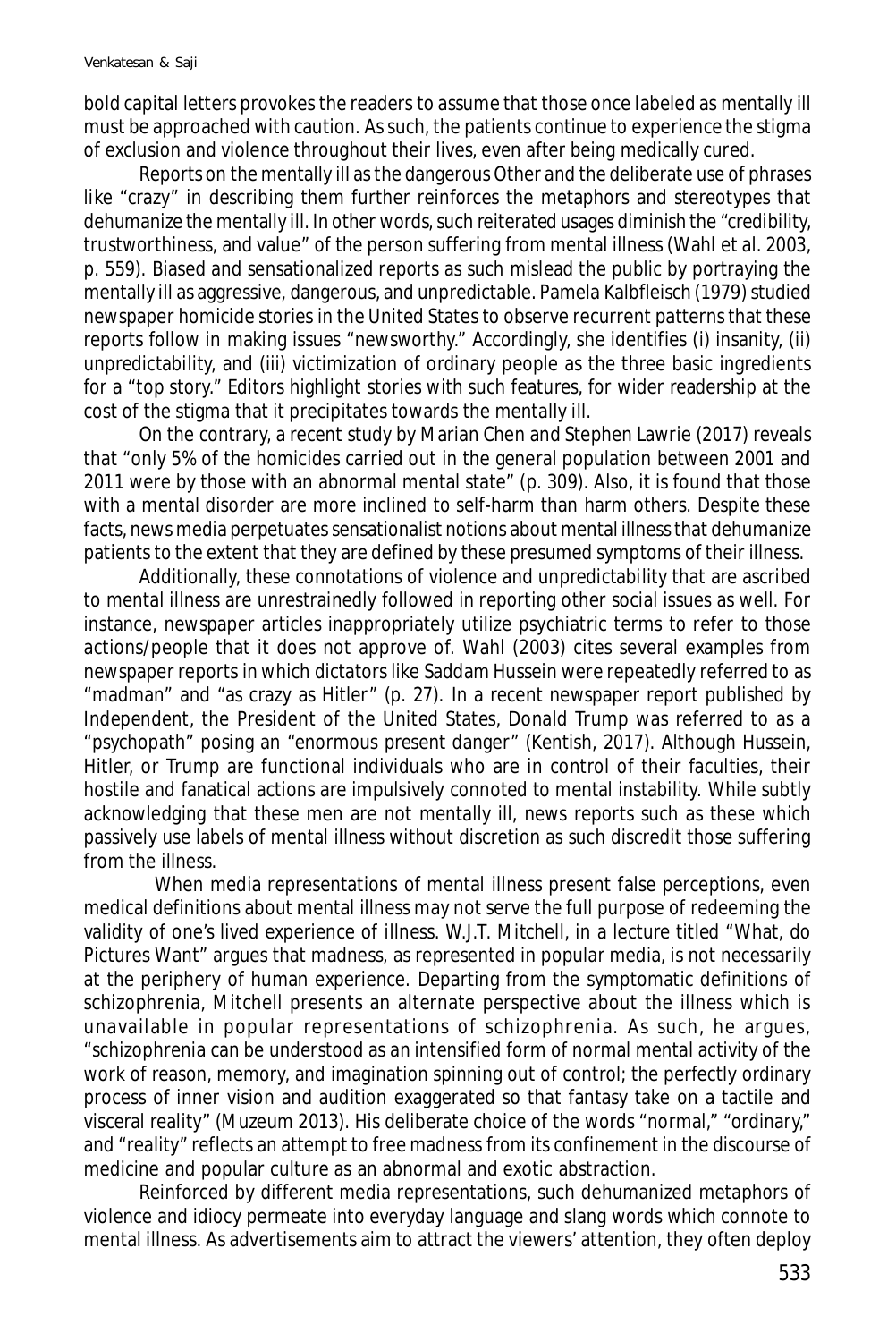bold capital letters provokes the readers to assume that those once labeled as mentally ill must be approached with caution. As such, the patients continue to experience the stigma of exclusion and violence throughout their lives, even after being medically cured.

Reports on the mentally ill as the dangerous Other and the deliberate use of phrases like "crazy" in describing them further reinforces the metaphors and stereotypes that dehumanize the mentally ill. In other words, such reiterated usages diminish the "credibility, trustworthiness, and value" of the person suffering from mental illness (Wahl et al. 2003, p. 559). Biased and sensationalized reports as such mislead the public by portraying the mentally ill as aggressive, dangerous, and unpredictable. Pamela Kalbfleisch (1979) studied newspaper homicide stories in the United States to observe recurrent patterns that these reports follow in making issues "newsworthy." Accordingly, she identifies (i) insanity, (ii) unpredictability, and (iii) victimization of ordinary people as the three basic ingredients for a "top story." Editors highlight stories with such features, for wider readership at the cost of the stigma that it precipitates towards the mentally ill.

On the contrary, a recent study by Marian Chen and Stephen Lawrie (2017) reveals that "only 5% of the homicides carried out in the general population between 2001 and 2011 were by those with an abnormal mental state" (p. 309). Also, it is found that those with a mental disorder are more inclined to self-harm than harm others. Despite these facts, news media perpetuates sensationalist notions about mental illness that dehumanize patients to the extent that they are defined by these presumed symptoms of their illness.

Additionally, these connotations of violence and unpredictability that are ascribed to mental illness are unrestrainedly followed in reporting other social issues as well. For instance, newspaper articles inappropriately utilize psychiatric terms to refer to those actions/people that it does not approve of. Wahl (2003) cites several examples from newspaper reports in which dictators like Saddam Hussein were repeatedly referred to as "madman" and "as crazy as Hitler" (p. 27). In a recent newspaper report published by Independent, the President of the United States, Donald Trump was referred to as a "psychopath" posing an "enormous present danger" (Kentish, 2017). Although Hussein, Hitler, or Trump are functional individuals who are in control of their faculties, their hostile and fanatical actions are impulsively connoted to mental instability. While subtly acknowledging that these men are not mentally ill, news reports such as these which passively use labels of mental illness without discretion as such discredit those suffering from the illness.

When media representations of mental illness present false perceptions, even medical definitions about mental illness may not serve the full purpose of redeeming the validity of one's lived experience of illness. W.J.T. Mitchell, in a lecture titled "What, do Pictures Want" argues that madness, as represented in popular media, is not necessarily at the periphery of human experience. Departing from the symptomatic definitions of schizophrenia, Mitchell presents an alternate perspective about the illness which is unavailable in popular representations of schizophrenia. As such, he argues, "schizophrenia can be understood as an intensified form of normal mental activity of the work of reason, memory, and imagination spinning out of control; the perfectly ordinary process of inner vision and audition exaggerated so that fantasy take on a tactile and visceral reality" (Muzeum 2013). His deliberate choice of the words "normal," "ordinary," and "reality" reflects an attempt to free madness from its confinement in the discourse of medicine and popular culture as an abnormal and exotic abstraction.

Reinforced by different media representations, such dehumanized metaphors of violence and idiocy permeate into everyday language and slang words which connote to mental illness. As advertisements aim to attract the viewers' attention, they often deploy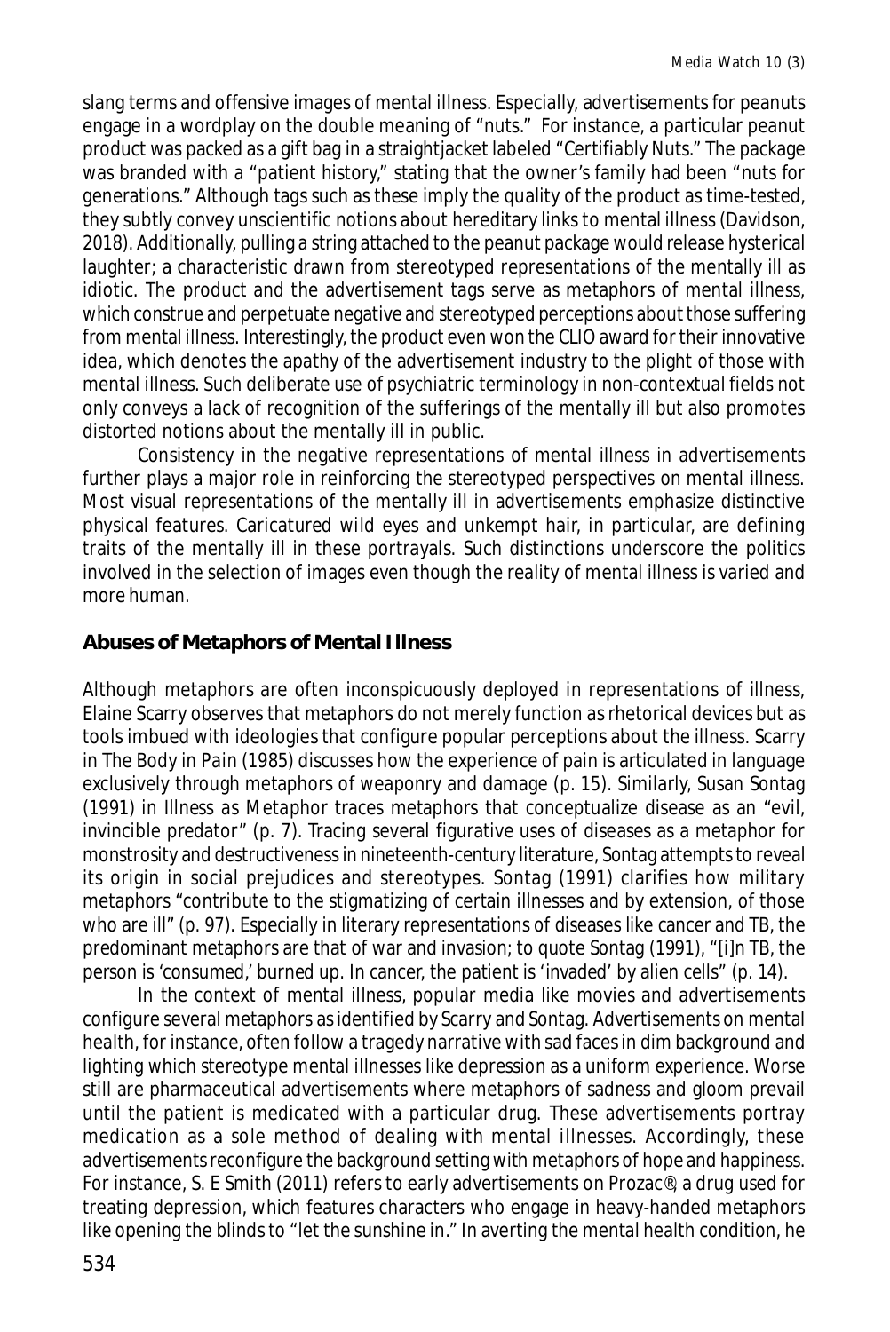slang terms and offensive images of mental illness. Especially, advertisements for peanuts engage in a wordplay on the double meaning of "nuts." For instance, a particular peanut product was packed as a gift bag in a straightjacket labeled "Certifiably Nuts." The package was branded with a "patient history," stating that the owner's family had been "nuts for generations." Although tags such as these imply the quality of the product as time-tested, they subtly convey unscientific notions about hereditary links to mental illness (Davidson, 2018). Additionally, pulling a string attached to the peanut package would release hysterical laughter; a characteristic drawn from stereotyped representations of the mentally ill as idiotic. The product and the advertisement tags serve as metaphors of mental illness, which construe and perpetuate negative and stereotyped perceptions about those suffering from mental illness. Interestingly, the product even won the CLIO award for their innovative idea, which denotes the apathy of the advertisement industry to the plight of those with mental illness. Such deliberate use of psychiatric terminology in non-contextual fields not only conveys a lack of recognition of the sufferings of the mentally ill but also promotes distorted notions about the mentally ill in public.

Consistency in the negative representations of mental illness in advertisements further plays a major role in reinforcing the stereotyped perspectives on mental illness. Most visual representations of the mentally ill in advertisements emphasize distinctive physical features. Caricatured wild eyes and unkempt hair, in particular, are defining traits of the mentally ill in these portrayals. Such distinctions underscore the politics involved in the selection of images even though the reality of mental illness is varied and more human.

## Abuses of Metaphors of Mental Illness

Although metaphors are often inconspicuously deployed in representations of illness, Elaine Scarry observes that metaphors do not merely function as rhetorical devices but as tools imbued with ideologies that configure popular perceptions about the illness. Scarry in *The Body in Pain* (1985) discusses how the experience of pain is articulated in language exclusively through metaphors of weaponry and damage (p. 15). Similarly, Susan Sontag (1991) in *Illness as Metaphor* traces metaphors that conceptualize disease as an "evil, invincible predator" (p. 7). Tracing several figurative uses of diseases as a metaphor for monstrosity and destructiveness in nineteenth-century literature, Sontag attempts to reveal its origin in social prejudices and stereotypes. Sontag (1991) clarifies how military metaphors "contribute to the stigmatizing of certain illnesses and by extension, of those who are ill" (p. 97). Especially in literary representations of diseases like cancer and TB, the predominant metaphors are that of war and invasion; to quote Sontag (1991), "[i]n TB, the person is 'consumed,' burned up. In cancer, the patient is 'invaded' by alien cells" (p. 14).

In the context of mental illness, popular media like movies and advertisements configure several metaphors as identified by Scarry and Sontag. Advertisements on mental health, for instance, often follow a tragedy narrative with sad faces in dim background and lighting which stereotype mental illnesses like depression as a uniform experience. Worse still are pharmaceutical advertisements where metaphors of sadness and gloom prevail until the patient is medicated with a particular drug. These advertisements portray medication as a sole method of dealing with mental illnesses. Accordingly, these advertisements reconfigure the background setting with metaphors of hope and happiness. For instance, S. E Smith (2011) refers to early advertisements on Prozac®, a drug used for treating depression, which features characters who engage in heavy-handed metaphors like opening the blinds to "let the sunshine in." In averting the mental health condition, he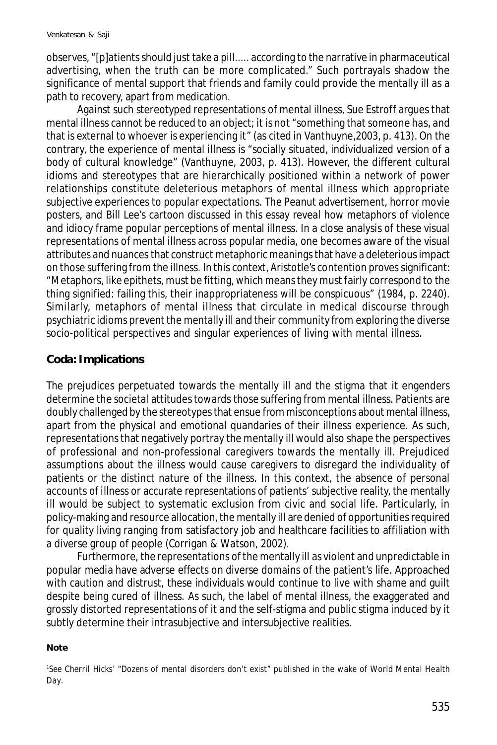observes, "[p]atients should just take a pill..... according to the narrative in pharmaceutical advertising, when the truth can be more complicated." Such portrayals shadow the significance of mental support that friends and family could provide the mentally ill as a path to recovery, apart from medication.

Against such stereotyped representations of mental illness, Sue Estroff argues that mental illness cannot be reduced to an object; it is not "something that someone has, and that is external to whoever is experiencing it" (as cited in Vanthuyne,2003, p. 413). On the contrary, the experience of mental illness is "socially situated, individualized version of a body of cultural knowledge" (Vanthuyne, 2003, p. 413). However, the different cultural idioms and stereotypes that are hierarchically positioned within a network of power relationships constitute deleterious metaphors of mental illness which appropriate subjective experiences to popular expectations. The Peanut advertisement, horror movie posters, and Bill Lee's cartoon discussed in this essay reveal how metaphors of violence and idiocy frame popular perceptions of mental illness. In a close analysis of these visual representations of mental illness across popular media, one becomes aware of the visual attributes and nuances that construct metaphoric meanings that have a deleterious impact on those suffering from the illness. In this context, Aristotle's contention proves significant: "Metaphors, like epithets, must be fitting, which means they must fairly correspond to the thing signified: failing this, their inappropriateness will be conspicuous" (1984, p. 2240). Similarly, metaphors of mental illness that circulate in medical discourse through psychiatric idioms prevent the mentally ill and their community from exploring the diverse socio-political perspectives and singular experiences of living with mental illness.

## Coda: Implications

The prejudices perpetuated towards the mentally ill and the stigma that it engenders determine the societal attitudes towards those suffering from mental illness. Patients are doubly challenged by the stereotypes that ensue from misconceptions about mental illness, apart from the physical and emotional quandaries of their illness experience. As such, representations that negatively portray the mentally ill would also shape the perspectives of professional and non-professional caregivers towards the mentally ill. Prejudiced assumptions about the illness would cause caregivers to disregard the individuality of patients or the distinct nature of the illness. In this context, the absence of personal accounts of illness or accurate representations of patients' subjective reality, the mentally ill would be subject to systematic exclusion from civic and social life. Particularly, in policy-making and resource allocation, the mentally ill are denied of opportunities required for quality living ranging from satisfactory job and healthcare facilities to affiliation with a diverse group of people (Corrigan & Watson, 2002).

Furthermore, the representations of the mentally ill as violent and unpredictable in popular media have adverse effects on diverse domains of the patient's life. Approached with caution and distrust, these individuals would continue to live with shame and guilt despite being cured of illness. As such, the label of mental illness, the exaggerated and grossly distorted representations of it and the self-stigma and public stigma induced by it subtly determine their intrasubjective and intersubjective realities.

**Note**

[1]See Cherril Hicks' "Dozens of mental disorders don't exist" published in the wake of World Mental Health Day.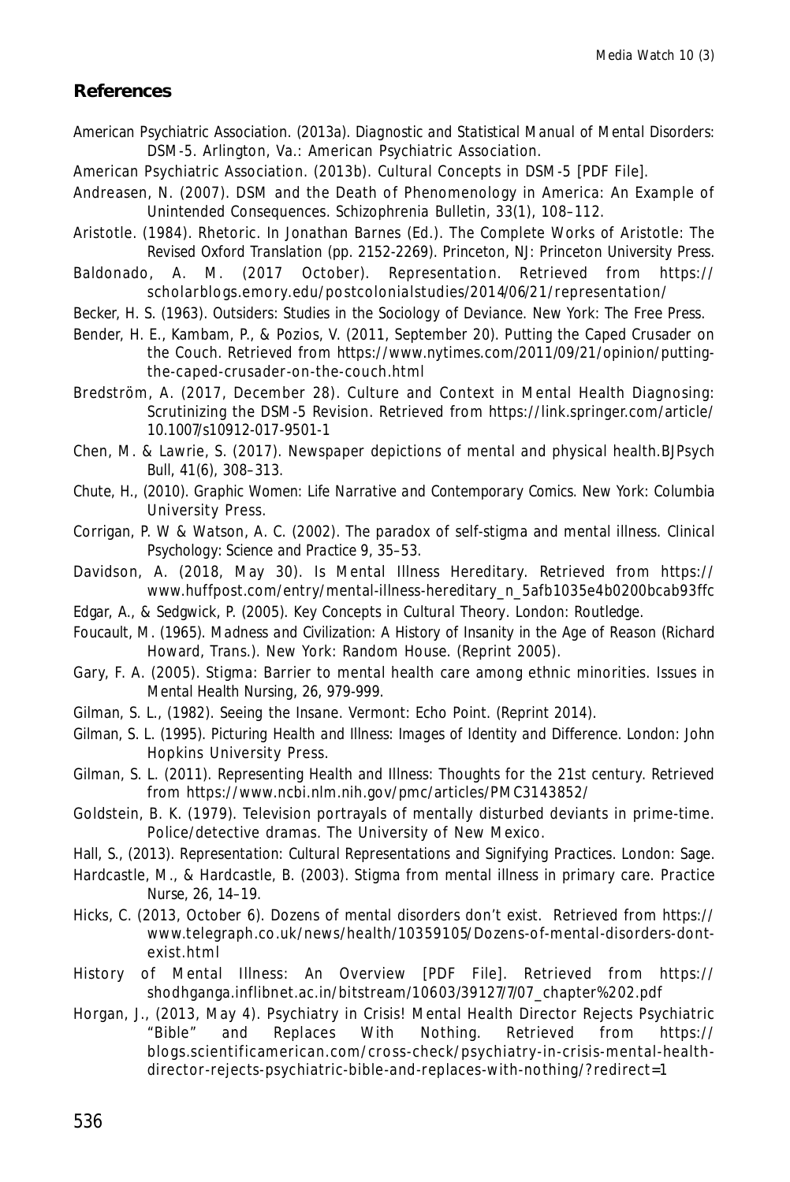## References

American Psychiatric Association. (2013a). Diagnostic and Statistical Manual of Mental Disorders: DSM-5. Arlington, Va.: American Psychiatric Association.

American Psychiatric Association. (2013b). Cultural Concepts in DSM-5 [PDF File].

Andreasen, N. (2007). DSM and the Death of Phenomenology in America: An Example of Unintended Consequences. Schizophrenia Bulletin, 33(1), 108–112.

Aristotle. (1984). Rhetoric. In Jonathan Barnes (Ed.). The Complete Works of Aristotle: The Revised Oxford Translation (pp. 2152-2269). Princeton, NJ: Princeton University Press.

Baldonado, A. M. (2017 October). Representation. Retrieved from https://scholarblogs.emory.edu/postcolonialstudies/2014/06/21/representation/

Becker, H. S. (1963). Outsiders: Studies in the Sociology of Deviance. New York: The Free Press.

Bender, H. E., Kambam, P., & Pozios, V. (2011, September 20). Putting the Caped Crusader on the Couch. Retrieved from https://www.nytimes.com/2011/09/21/opinion/putting-the-caped-crusader-on-the-couch.html

Bredström, A. (2017, December 28). Culture and Context in Mental Health Diagnosing: Scrutinizing the DSM-5 Revision. Retrieved from https://link.springer.com/article/10.1007/s10912-017-9501-1

Chen, M. & Lawrie, S. (2017). Newspaper depictions of mental and physical health.BJPsych Bull, 41(6), 308–313.

Chute, H., (2010). Graphic Women: Life Narrative and Contemporary Comics. New York: Columbia University Press.

Corrigan, P. W & Watson, A. C. (2002). The paradox of self-stigma and mental illness. Clinical Psychology: Science and Practice 9, 35–53.

Davidson, A. (2018, May 30). Is Mental Illness Hereditary. Retrieved from https://www.huffpost.com/entry/mental-illness-hereditary_n_5afb1035e4b0200bcab93ffc

Edgar, A., & Sedgwick, P. (2005). Key Concepts in Cultural Theory. London: Routledge.

Foucault, M. (1965). Madness and Civilization: A History of Insanity in the Age of Reason (Richard Howard, Trans.). New York: Random House. (Reprint 2005).

Gary, F. A. (2005). Stigma: Barrier to mental health care among ethnic minorities. Issues in Mental Health Nursing, 26, 979-999.

Gilman, S. L., (1982). Seeing the Insane. Vermont: Echo Point. (Reprint 2014).

Gilman, S. L. (1995). Picturing Health and Illness: Images of Identity and Difference. London: John Hopkins University Press.

Gilman, S. L. (2011). Representing Health and Illness: Thoughts for the 21st century. Retrieved from https://www.ncbi.nlm.nih.gov/pmc/articles/PMC3143852/

Goldstein, B. K. (1979). Television portrayals of mentally disturbed deviants in prime-time. Police/detective dramas. The University of New Mexico.

Hall, S., (2013). Representation: Cultural Representations and Signifying Practices. London: Sage.

Hardcastle, M., & Hardcastle, B. (2003). Stigma from mental illness in primary care. Practice Nurse, 26, 14–19.

Hicks, C. (2013, October 6). Dozens of mental disorders don't exist. Retrieved from https://www.telegraph.co.uk/news/health/10359105/Dozens-of-mental-disorders-dont-exist.html

History of Mental Illness: An Overview [PDF File]. Retrieved from https://shodhganga.inflibnet.ac.in/bitstream/10603/39127/7/07_chapter%202.pdf

Horgan, J., (2013, May 4). Psychiatry in Crisis! Mental Health Director Rejects Psychiatric "Bible" and Replaces With Nothing. Retrieved from https://blogs.scientificamerican.com/cross-check/psychiatry-in-crisis-mental-health-director-rejects-psychiatric-bible-and-replaces-with-nothing/?redirect=1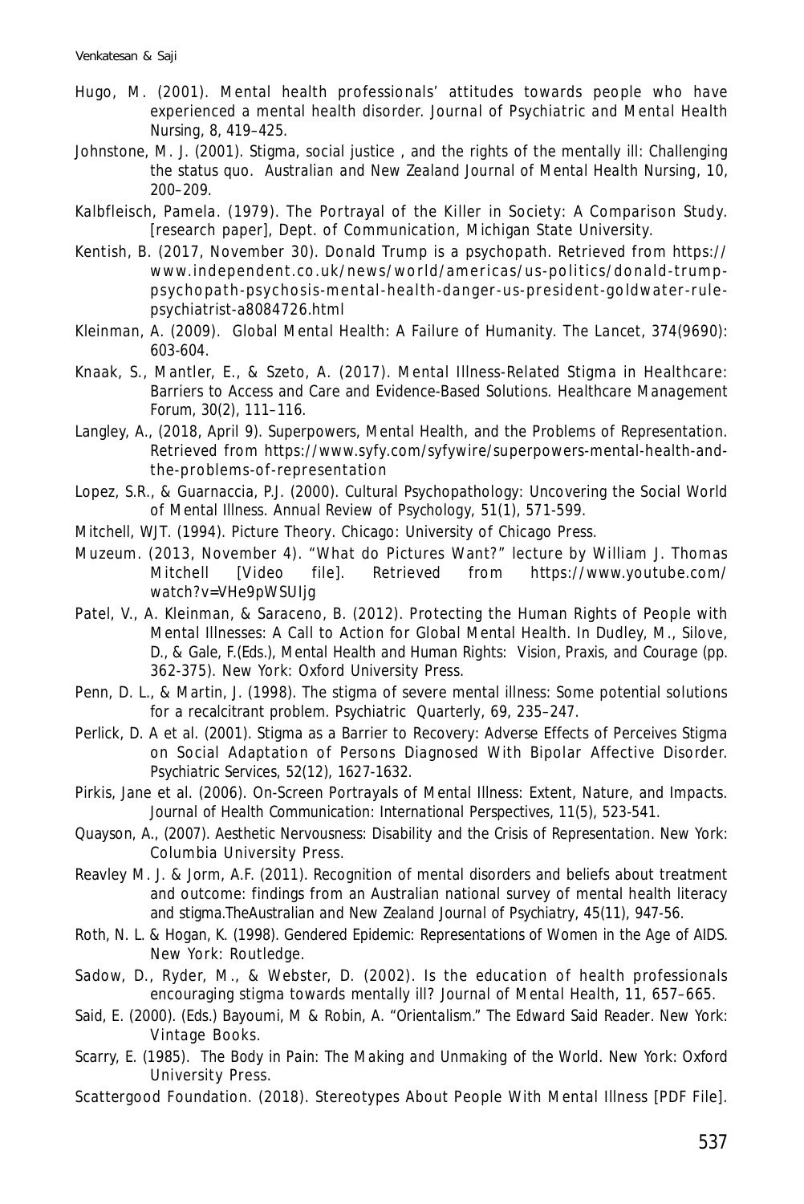Hugo, M. (2001). Mental health professionals' attitudes towards people who have experienced a mental health disorder. Journal of Psychiatric and Mental Health Nursing, 8, 419–425.

Johnstone, M. J. (2001). Stigma, social justice , and the rights of the mentally ill: Challenging the status quo. Australian and New Zealand Journal of Mental Health Nursing, 10, 200–209.

Kalbfleisch, Pamela. (1979). The Portrayal of the Killer in Society: A Comparison Study. [research paper], Dept. of Communication, Michigan State University.

Kentish, B. (2017, November 30). Donald Trump is a psychopath. Retrieved from https://www.independent.co.uk/news/world/americas/us-politics/donald-trump-psychopath-psychosis-mental-health-danger-us-president-goldwater-rule-psychiatrist-a8084726.html

Kleinman, A. (2009). Global Mental Health: A Failure of Humanity. The Lancet, 374(9690): 603-604.

Knaak, S., Mantler, E., & Szeto, A. (2017). Mental Illness-Related Stigma in Healthcare: Barriers to Access and Care and Evidence-Based Solutions. Healthcare Management Forum, 30(2), 111–116.

Langley, A., (2018, April 9). Superpowers, Mental Health, and the Problems of Representation. Retrieved from https://www.syfy.com/syfywire/superpowers-mental-health-and-the-problems-of-representation

Lopez, S.R., & Guarnaccia, P.J. (2000). Cultural Psychopathology: Uncovering the Social World of Mental Illness. Annual Review of Psychology, 51(1), 571-599.

Mitchell, WJT. (1994). Picture Theory. Chicago: University of Chicago Press.

Muzeum. (2013, November 4). "What do Pictures Want?" lecture by William J. Thomas Mitchell [Video file]. Retrieved from https://www.youtube.com/watch?v=VHe9pWSUIjg

Patel, V., A. Kleinman, & Saraceno, B. (2012). Protecting the Human Rights of People with Mental Illnesses: A Call to Action for Global Mental Health. In Dudley, M., Silove, D., & Gale, F.(Eds.), Mental Health and Human Rights: Vision, Praxis, and Courage (pp. 362-375). New York: Oxford University Press.

Penn, D. L., & Martin, J. (1998). The stigma of severe mental illness: Some potential solutions for a recalcitrant problem. Psychiatric Quarterly, 69, 235–247.

Perlick, D. A et al. (2001). Stigma as a Barrier to Recovery: Adverse Effects of Perceives Stigma on Social Adaptation of Persons Diagnosed With Bipolar Affective Disorder. Psychiatric Services, 52(12), 1627-1632.

Pirkis, Jane et al. (2006). On-Screen Portrayals of Mental Illness: Extent, Nature, and Impacts. Journal of Health Communication: International Perspectives, 11(5), 523-541.

Quayson, A., (2007). Aesthetic Nervousness: Disability and the Crisis of Representation. New York: Columbia University Press.

Reavley M. J. & Jorm, A.F. (2011). Recognition of mental disorders and beliefs about treatment and outcome: findings from an Australian national survey of mental health literacy and stigma.TheAustralian and New Zealand Journal of Psychiatry, 45(11), 947-56.

Roth, N. L. & Hogan, K. (1998). Gendered Epidemic: Representations of Women in the Age of AIDS. New York: Routledge.

Sadow, D., Ryder, M., & Webster, D. (2002). Is the education of health professionals encouraging stigma towards mentally ill? Journal of Mental Health, 11, 657–665.

Said, E. (2000). (Eds.) Bayoumi, M & Robin, A. "Orientalism." The Edward Said Reader. New York: Vintage Books.

Scarry, E. (1985). The Body in Pain: The Making and Unmaking of the World. New York: Oxford University Press.

Scattergood Foundation. (2018). Stereotypes About People With Mental Illness [PDF File].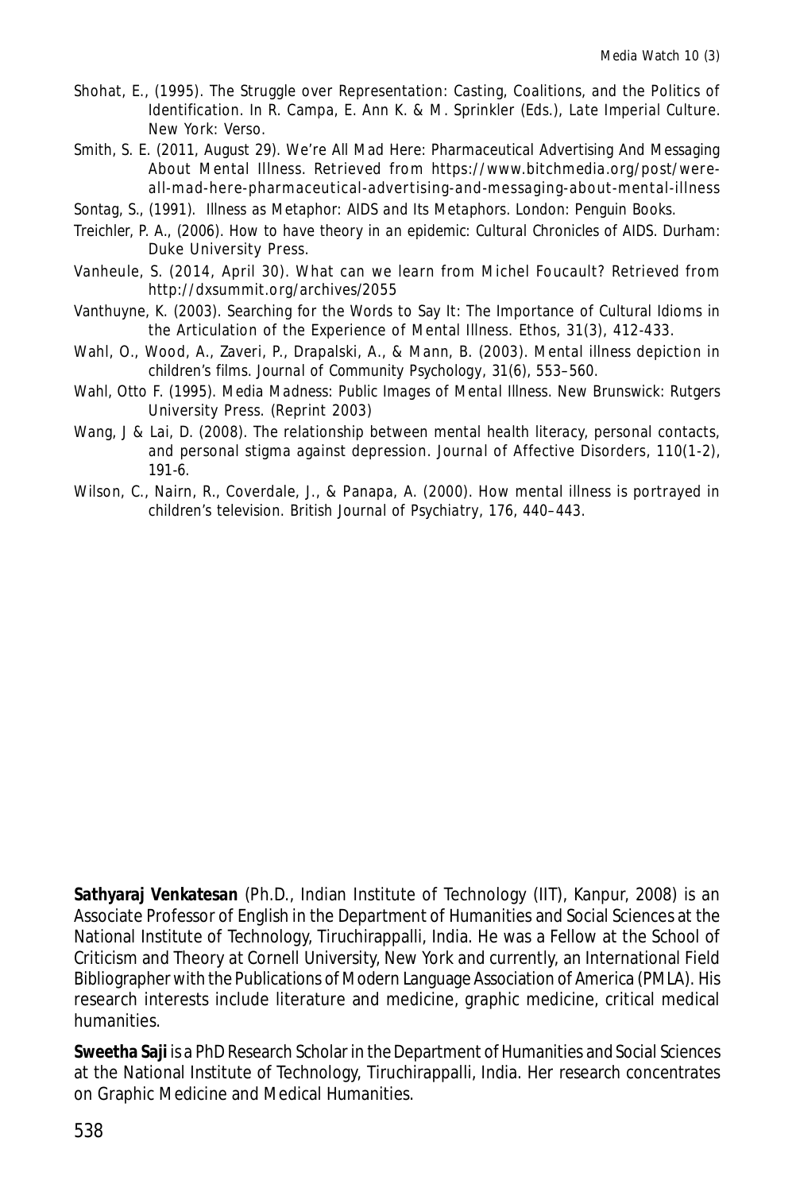Shohat, E., (1995). The Struggle over Representation: Casting, Coalitions, and the Politics of Identification. In R. Campa, E. Ann K. & M. Sprinkler (Eds.), *Late Imperial Culture*. New York: Verso.

Smith, S. E. (2011, August 29). We're All Mad Here: Pharmaceutical Advertising And Messaging About Mental Illness. Retrieved from https://www.bitchmedia.org/post/were-all-mad-here-pharmaceutical-advertising-and-messaging-about-mental-illness

Sontag, S., (1991). *Illness as Metaphor: AIDS and Its Metaphors*. London: Penguin Books.

Treichler, P. A., (2006). *How to have theory in an epidemic: Cultural Chronicles of AIDS*. Durham: Duke University Press.

Vanheule, S. (2014, April 30). What can we learn from Michel Foucault? Retrieved from http://dxsummit.org/archives/2055

Vanthuyne, K. (2003). Searching for the Words to Say It: The Importance of Cultural Idioms in the Articulation of the Experience of Mental Illness. *Ethos*, 31(3), 412-433.

Wahl, O., Wood, A., Zaveri, P., Drapalski, A., & Mann, B. (2003). Mental illness depiction in children's films. *Journal of Community Psychology*, 31(6), 553–560.

Wahl, Otto F. (1995). *Media Madness: Public Images of Mental Illness*. New Brunswick: Rutgers University Press. (Reprint 2003)

Wang, J & Lai, D. (2008). The relationship between mental health literacy, personal contacts, and personal stigma against depression. *Journal of Affective Disorders*, 110(1-2), 191-6.

Wilson, C., Nairn, R., Coverdale, J., & Panapa, A. (2000). How mental illness is portrayed in children's television. *British Journal of Psychiatry*, 176, 440–443.

**Sathyaraj Venkatesan** (Ph.D., Indian Institute of Technology (IIT), Kanpur, 2008) is an Associate Professor of English in the Department of Humanities and Social Sciences at the National Institute of Technology, Tiruchirappalli, India. He was a Fellow at the School of Criticism and Theory at Cornell University, New York and currently, an International Field Bibliographer with the Publications of Modern Language Association of America (PMLA). His research interests include literature and medicine, graphic medicine, critical medical humanities.

**Sweetha Saji** is a PhD Research Scholar in the Department of Humanities and Social Sciences at the National Institute of Technology, Tiruchirappalli, India. Her research concentrates on Graphic Medicine and Medical Humanities.